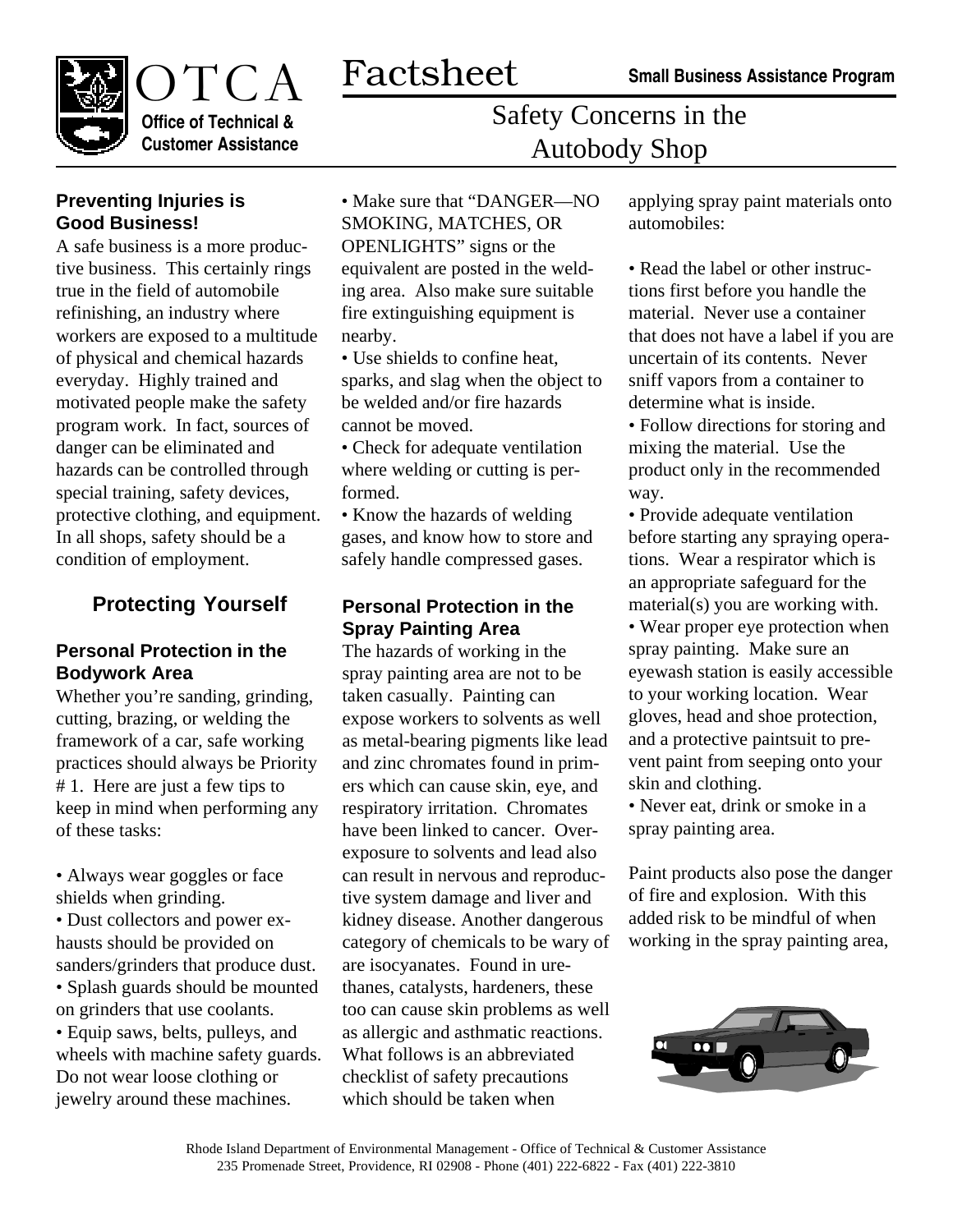# OTCA Factsheet

**Office of Technical & Customer Assistance**

**Small Business Assistance Program**

## Safety Concerns in the Autobody Shop

### Preventing Injuries is Good Business!

A safe business is a more productive business. This certainly rings true in the field of automobile refinishing, an industry where workers are exposed to a multitude of physical and chemical hazards everyday. Highly trained and motivated people make the safety program work. In fact, sources of danger can be eliminated and hazards can be controlled through special training, safety devices, protective clothing, and equipment. In all shops, safety should be a condition of employment.

## Protecting Yourself

### Personal Protection in the Bodywork Area

Whether you're sanding, grinding, cutting, brazing, or welding the framework of a car, safe working practices should always be Priority # 1. Here are just a few tips to keep in mind when performing any of these tasks:

- Always wear goggles or face shields when grinding.
- Dust collectors and power exhausts should be provided on sanders/grinders that produce dust.
- Splash guards should be mounted on grinders that use coolants.
- Equip saws, belts, pulleys, and wheels with machine safety guards. Do not wear loose clothing or jewelry around these machines.
- Make sure that "DANGER—NO SMOKING, MATCHES, OR OPENLIGHTS" signs or the equivalent are posted in the welding area. Also make sure suitable fire extinguishing equipment is nearby.
- Use shields to confine heat, sparks, and slag when the object to be welded and/or fire hazards cannot be moved.
- Check for adequate ventilation where welding or cutting is performed.
- Know the hazards of welding gases, and know how to store and safely handle compressed gases.

### Personal Protection in the Spray Painting Area

The hazards of working in the spray painting area are not to be taken casually. Painting can expose workers to solvents as well as metal-bearing pigments like lead and zinc chromates found in primers which can cause skin, eye, and respiratory irritation. Chromates have been linked to cancer. Overexposure to solvents and lead also can result in nervous and reproductive system damage and liver and kidney disease. Another dangerous category of chemicals to be wary of are isocyanates. Found in urethanes, catalysts, hardeners, these too can cause skin problems as well as allergic and asthmatic reactions. What follows is an abbreviated checklist of safety precautions which should be taken when applying spray paint materials onto automobiles:

- Read the label or other instructions first before you handle the material. Never use a container that does not have a label if you are uncertain of its contents. Never sniff vapors from a container to determine what is inside.
- Follow directions for storing and mixing the material. Use the product only in the recommended way.
- Provide adequate ventilation before starting any spraying operations. Wear a respirator which is an appropriate safeguard for the material(s) you are working with.
- Wear proper eye protection when spray painting. Make sure an eyewash station is easily accessible to your working location. Wear gloves, head and shoe protection, and a protective paintsuit to prevent paint from seeping onto your skin and clothing.
- Never eat, drink or smoke in a spray painting area.

Paint products also pose the danger of fire and explosion. With this added risk to be mindful of when working in the spray painting area,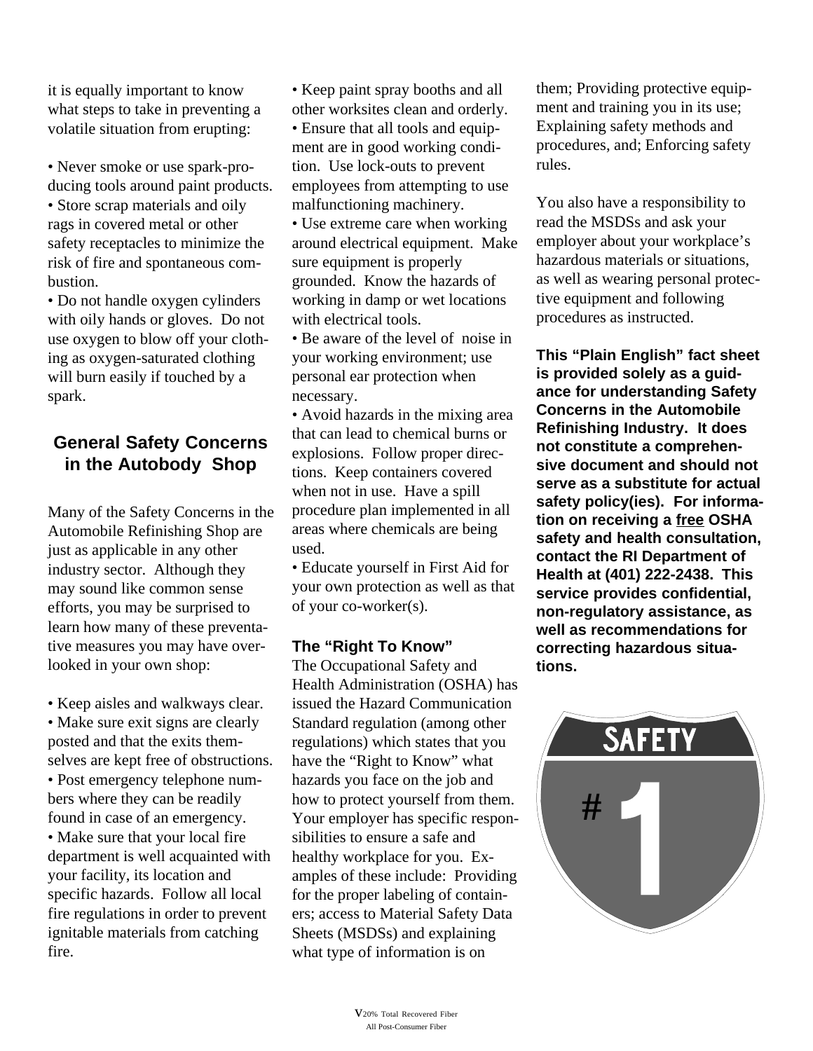it is equally important to know what steps to take in preventing a volatile situation from erupting:

- Never smoke or use spark-producing tools around paint products.
- Store scrap materials and oily rags in covered metal or other safety receptacles to minimize the risk of fire and spontaneous combustion.
- Do not handle oxygen cylinders with oily hands or gloves. Do not use oxygen to blow off your clothing as oxygen-saturated clothing will burn easily if touched by a spark.

## General Safety Concerns in the Autobody Shop

Many of the Safety Concerns in the Automobile Refinishing Shop are just as applicable in any other industry sector. Although they may sound like common sense efforts, you may be surprised to learn how many of these preventative measures you may have overlooked in your own shop:

- Keep aisles and walkways clear.
- Make sure exit signs are clearly posted and that the exits themselves are kept free of obstructions.
- Post emergency telephone numbers where they can be readily found in case of an emergency.
- Make sure that your local fire department is well acquainted with your facility, its location and specific hazards. Follow all local fire regulations in order to prevent ignitable materials from catching fire.
- Keep paint spray booths and all other worksites clean and orderly.
- Ensure that all tools and equipment are in good working condition. Use lock-outs to prevent employees from attempting to use malfunctioning machinery.
- Use extreme care when working around electrical equipment. Make sure equipment is properly grounded. Know the hazards of working in damp or wet locations with electrical tools.
- Be aware of the level of noise in your working environment; use personal ear protection when necessary.
- Avoid hazards in the mixing area that can lead to chemical burns or explosions. Follow proper directions. Keep containers covered when not in use. Have a spill procedure plan implemented in all areas where chemicals are being used.
- Educate yourself in First Aid for your own protection as well as that of your co-worker(s).

### The "Right To Know"

The Occupational Safety and Health Administration (OSHA) has issued the Hazard Communication Standard regulation (among other regulations) which states that you have the "Right to Know" what hazards you face on the job and how to protect yourself from them. Your employer has specific responsibilities to ensure a safe and healthy workplace for you. Examples of these include: Providing for the proper labeling of containers; access to Material Safety Data Sheets (MSDSs) and explaining what type of information is on them; Providing protective equipment and training you in its use; Explaining safety methods and procedures, and; Enforcing safety rules.

You also have a responsibility to read the MSDSs and ask your employer about your workplace's hazardous materials or situations, as well as wearing personal protective equipment and following procedures as instructed.

**This "Plain English" fact sheet is provided solely as a guidance for understanding Safety Concerns in the Automobile Refinishing Industry. It does not constitute a comprehensive document and should not serve as a substitute for actual safety policy(ies). For information on receiving a free OSHA safety and health consultation, contact the RI Department of Health at (401) 222-2438. This service provides confidential, non-regulatory assistance, as well as recommendations for correcting hazardous situations.**

SAFETY #1

20% Total Recovered Fiber
All Post-Consumer Fiber